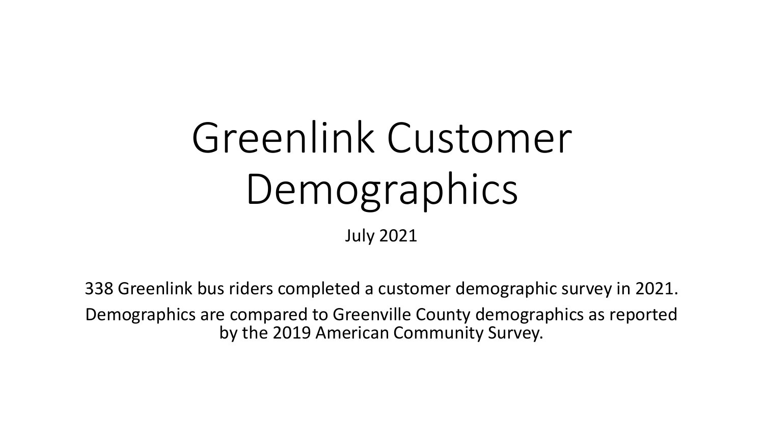# Greenlink Customer Demographics

July 2021

338 Greenlink bus riders completed a customer demographic survey in 2021.

Demographics are compared to Greenville County demographics as reported by the 2019 American Community Survey.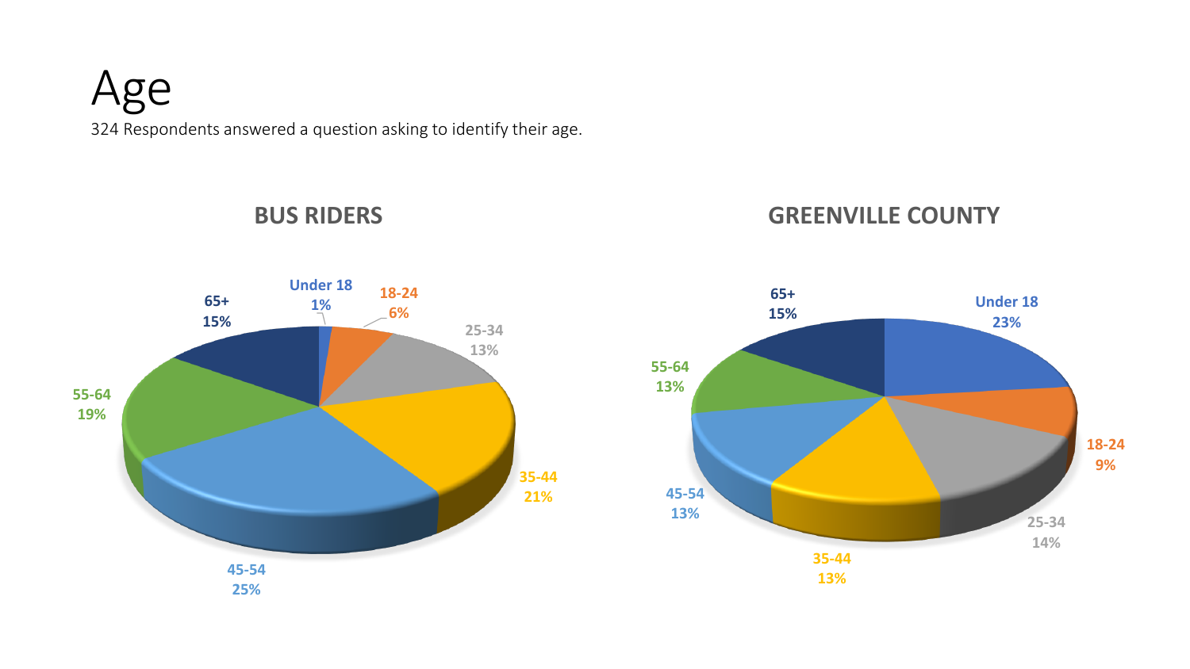# Age

324 Respondents answered a question asking to identify their age.

## BUS RIDERS

| Age | Percent |
| --- | --- |
| Under 18 | 1% |
| 18-24 | 6% |
| 25-34 | 13% |
| 35-44 | 21% |
| 45-54 | 25% |
| 55-64 | 19% |
| 65+ | 15% |

## GREENVILLE COUNTY

| Age | Percent |
| --- | --- |
| Under 18 | 23% |
| 18-24 | 9% |
| 25-34 | 14% |
| 35-44 | 13% |
| 45-54 | 13% |
| 55-64 | 13% |
| 65+ | 15% |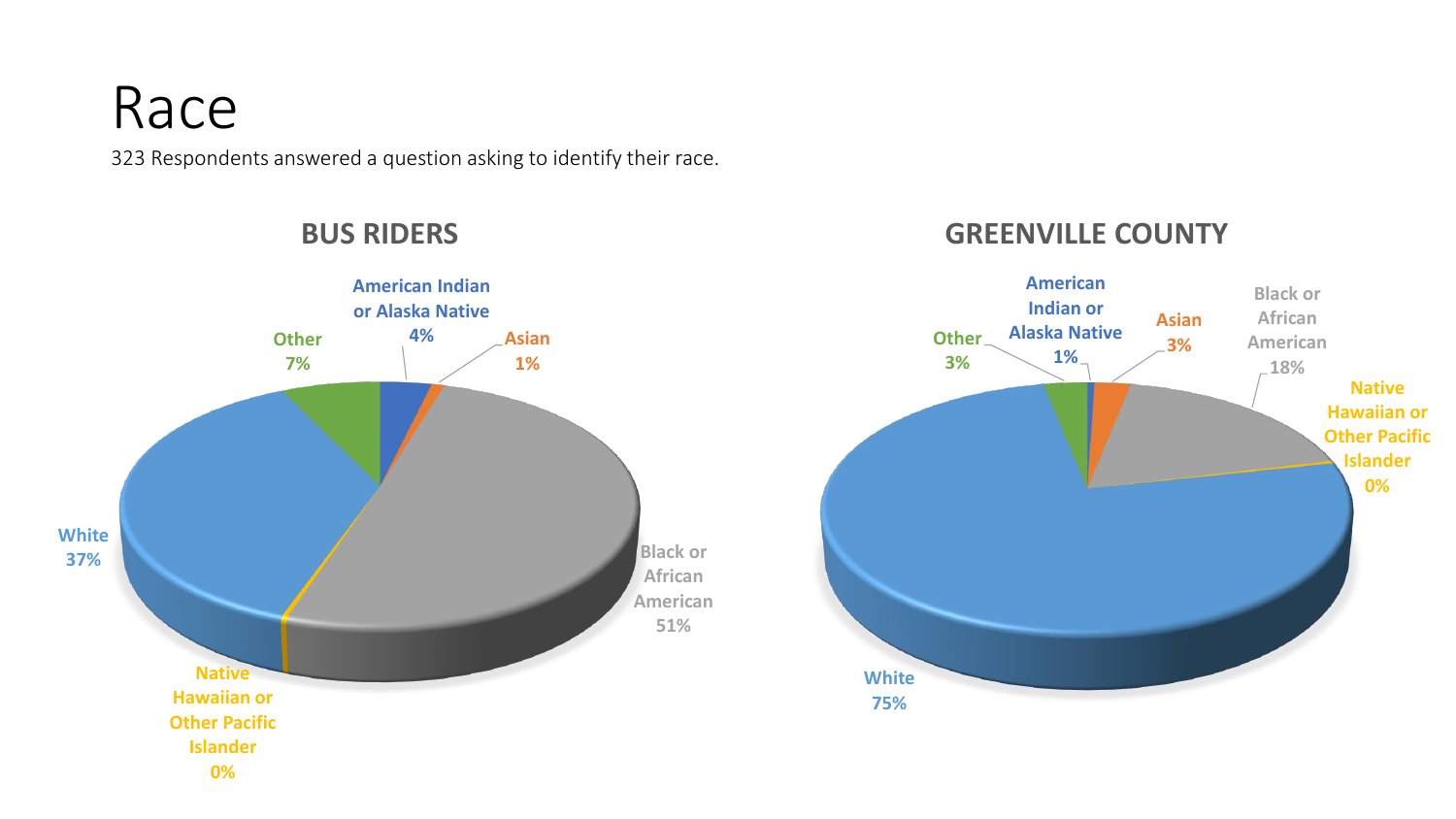# Race

323 Respondents answered a question asking to identify their race.

## BUS RIDERS

| Race | Percent |
| --- | --- |
| American Indian or Alaska Native | 4% |
| Asian | 1% |
| Black or African American | 51% |
| Native Hawaiian or Other Pacific Islander | 0% |
| White | 37% |
| Other | 7% |

## GREENVILLE COUNTY

| Race | Percent |
| --- | --- |
| American Indian or Alaska Native | 1% |
| Asian | 3% |
| Black or African American | 18% |
| Native Hawaiian or Other Pacific Islander | 0% |
| White | 75% |
| Other | 3% |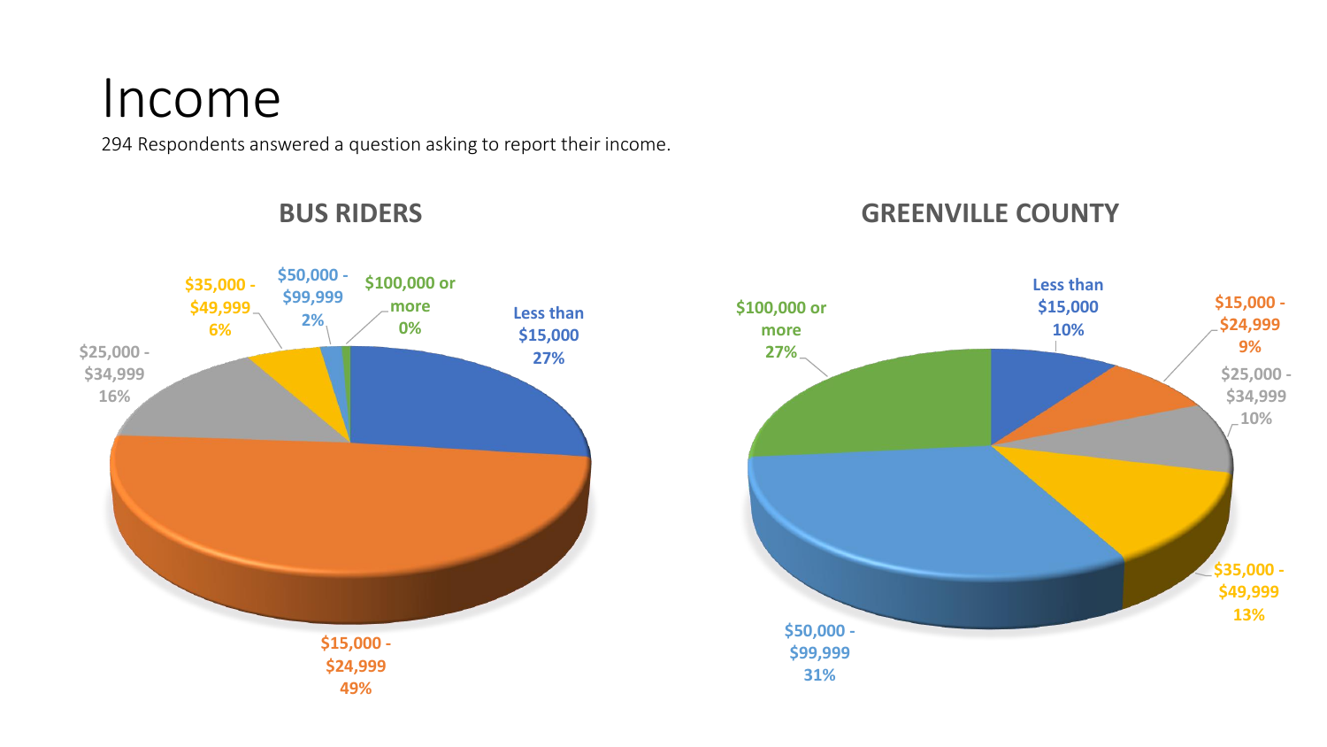# Income

294 Respondents answered a question asking to report their income.

## BUS RIDERS

- Less than $15,000: 27%
- $15,000 - $24,999: 49%
- $25,000 - $34,999: 16%
- $35,000 - $49,999: 6%
- $50,000 - $99,999: 2%
- $100,000 or more: 0%

## GREENVILLE COUNTY

- Less than $15,000: 10%
- $15,000 - $24,999: 9%
- $25,000 - $34,999: 10%
- $35,000 - $49,999: 13%
- $50,000 - $99,999: 31%
- $100,000 or more: 27%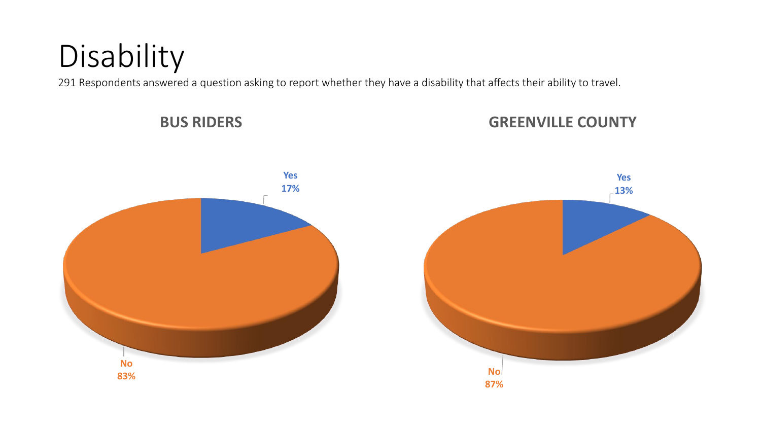# Disability

291 Respondents answered a question asking to report whether they have a disability that affects their ability to travel.

**BUS RIDERS**

**Yes**
**17%**

**No**
**83%**

**GREENVILLE COUNTY**

**Yes**
**13%**

**No**
**87%**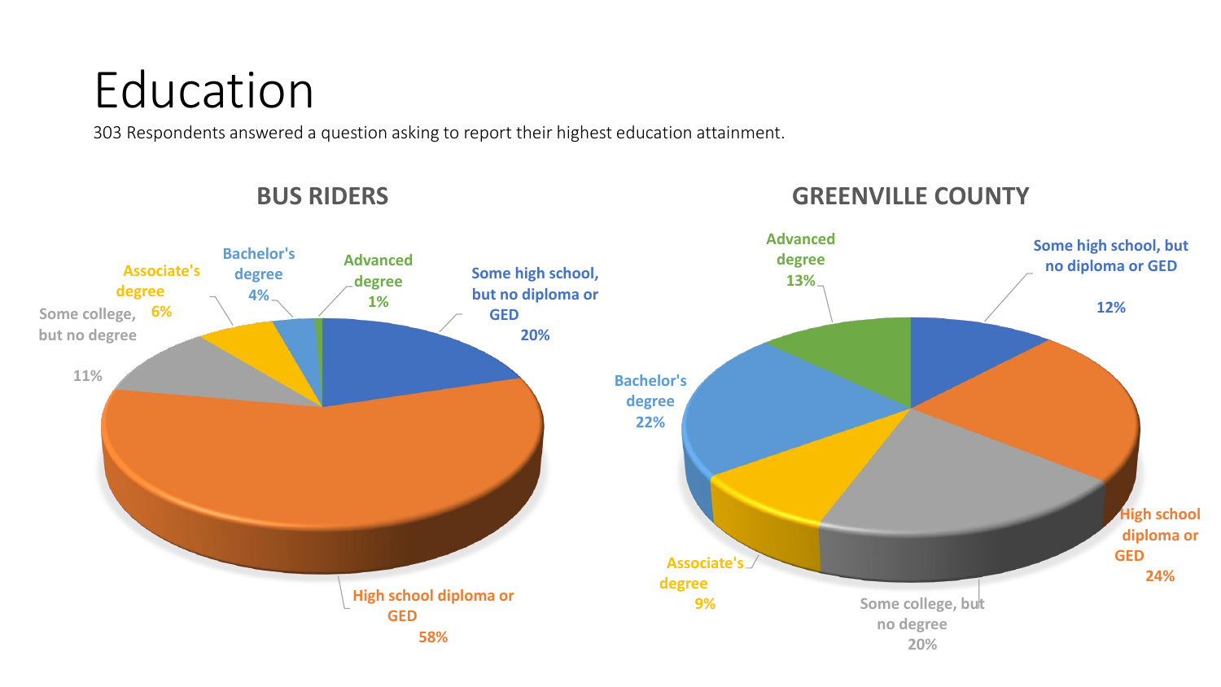# Education

303 Respondents answered a question asking to report their highest education attainment.

## BUS RIDERS

- Some high school, but no diploma or GED 20%
- High school diploma or GED 58%
- Some college, but no degree 11%
- Associate's degree 6%
- Bachelor's degree 4%
- Advanced degree 1%

## GREENVILLE COUNTY

- Some high school, but no diploma or GED 12%
- High school diploma or GED 24%
- Some college, but no degree 20%
- Associate's degree 9%
- Bachelor's degree 22%
- Advanced degree 13%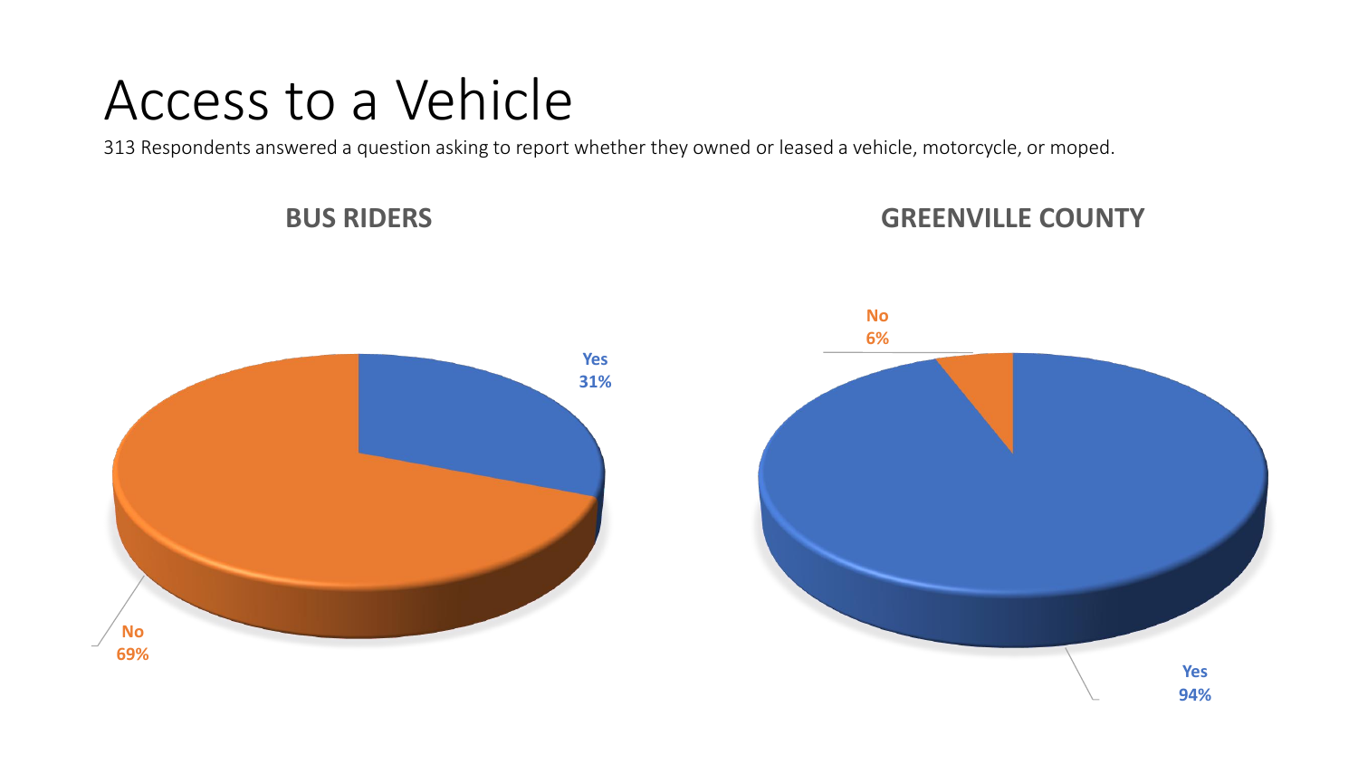# Access to a Vehicle

313 Respondents answered a question asking to report whether they owned or leased a vehicle, motorcycle, or moped.

**BUS RIDERS**

Yes
31%

No
69%

**GREENVILLE COUNTY**

No
6%

Yes
94%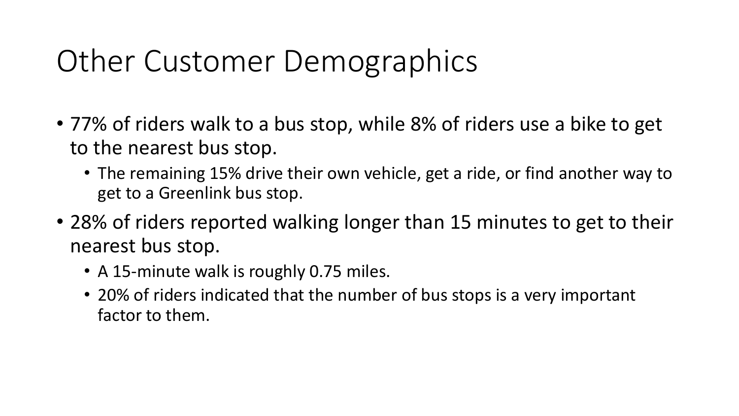# Other Customer Demographics

- 77% of riders walk to a bus stop, while 8% of riders use a bike to get to the nearest bus stop.
  - The remaining 15% drive their own vehicle, get a ride, or find another way to get to a Greenlink bus stop.
- 28% of riders reported walking longer than 15 minutes to get to their nearest bus stop.
  - A 15-minute walk is roughly 0.75 miles.
  - 20% of riders indicated that the number of bus stops is a very important factor to them.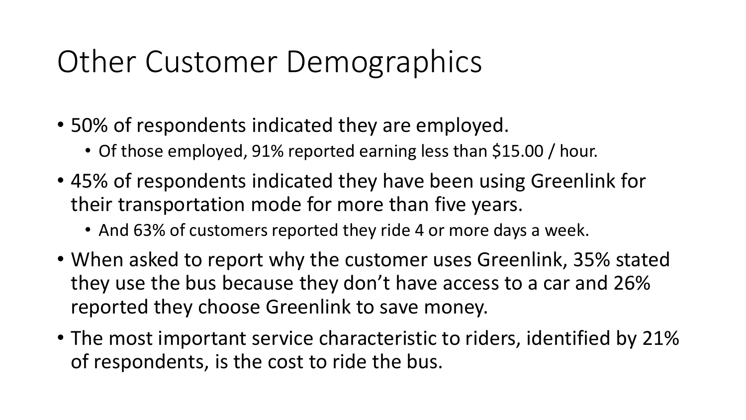# Other Customer Demographics

- 50% of respondents indicated they are employed.
  - Of those employed, 91% reported earning less than $15.00 / hour.
- 45% of respondents indicated they have been using Greenlink for their transportation mode for more than five years.
  - And 63% of customers reported they ride 4 or more days a week.
- When asked to report why the customer uses Greenlink, 35% stated they use the bus because they don't have access to a car and 26% reported they choose Greenlink to save money.
- The most important service characteristic to riders, identified by 21% of respondents, is the cost to ride the bus.